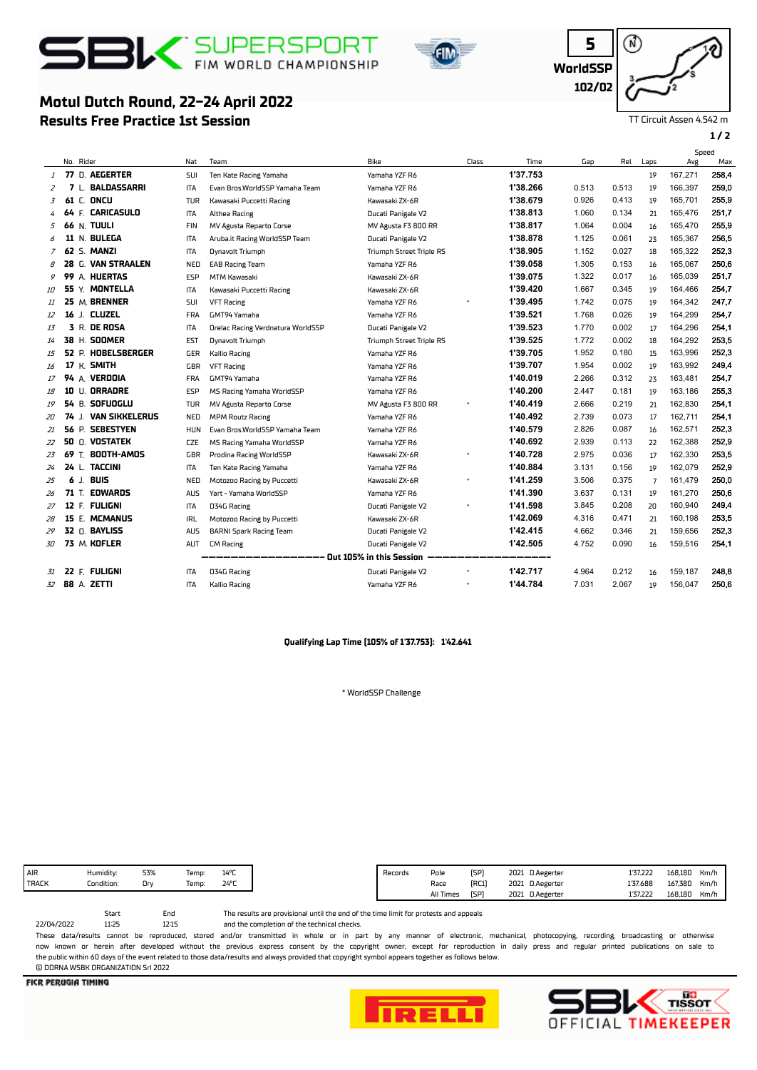# SBK SUPERSPORT FIM WORLD CHAMPIONSHIP

**5**
**WorldSSP**
**102/02**

TT Circuit Assen 4.542 m

## Motul Dutch Round, 22-24 April 2022
## Results Free Practice 1st Session

| | No. | Rider | Nat | Team | Bike | Class | Time | Gap | Rel. | Laps | Speed Avg | Speed Max |
|---|---|---|---|---|---|---|---|---|---|---|---|---|
| 1 | 77 | D. AEGERTER | SUI | Ten Kate Racing Yamaha | Yamaha YZF R6 | | 1'37.753 | | | 19 | 167,271 | 258,4 |
| 2 | 7 | L. BALDASSARRI | ITA | Evan Bros.WorldSSP Yamaha Team | Yamaha YZF R6 | | 1'38.266 | 0.513 | 0.513 | 19 | 166,397 | 259,0 |
| 3 | 61 | C. ONCU | TUR | Kawasaki Puccetti Racing | Kawasaki ZX-6R | | 1'38.679 | 0.926 | 0.413 | 19 | 165,701 | 255,9 |
| 4 | 64 | F. CARICASULO | ITA | Althea Racing | Ducati Panigale V2 | | 1'38.813 | 1.060 | 0.134 | 21 | 165,476 | 251,7 |
| 5 | 66 | N. TUULI | FIN | MV Agusta Reparto Corse | MV Agusta F3 800 RR | | 1'38.817 | 1.064 | 0.004 | 16 | 165,470 | 255,9 |
| 6 | 11 | N. BULEGA | ITA | Aruba.it Racing WorldSSP Team | Ducati Panigale V2 | | 1'38.878 | 1.125 | 0.061 | 23 | 165,367 | 256,5 |
| 7 | 62 | S. MANZI | ITA | Dynavolt Triumph | Triumph Street Triple RS | | 1'38.905 | 1.152 | 0.027 | 18 | 165,322 | 252,3 |
| 8 | 28 | G. VAN STRAALEN | NED | EAB Racing Team | Yamaha YZF R6 | | 1'39.058 | 1.305 | 0.153 | 16 | 165,067 | 250,6 |
| 9 | 99 | A. HUERTAS | ESP | MTM Kawasaki | Kawasaki ZX-6R | | 1'39.075 | 1.322 | 0.017 | 16 | 165,039 | 251,7 |
| 10 | 55 | Y. MONTELLA | ITA | Kawasaki Puccetti Racing | Kawasaki ZX-6R | | 1'39.420 | 1.667 | 0.345 | 19 | 164,466 | 254,7 |
| 11 | 25 | M. BRENNER | SUI | VFT Racing | Yamaha YZF R6 | * | 1'39.495 | 1.742 | 0.075 | 19 | 164,342 | 247,7 |
| 12 | 16 | J. CLUZEL | FRA | GMT94 Yamaha | Yamaha YZF R6 | | 1'39.521 | 1.768 | 0.026 | 19 | 164,299 | 254,7 |
| 13 | 3 | R. DE ROSA | ITA | Orelac Racing Verdnatura WorldSSP | Ducati Panigale V2 | | 1'39.523 | 1.770 | 0.002 | 17 | 164,296 | 254,1 |
| 14 | 38 | H. SOOMER | EST | Dynavolt Triumph | Triumph Street Triple RS | | 1'39.525 | 1.772 | 0.002 | 18 | 164,292 | 253,5 |
| 15 | 52 | P. HOBELSBERGER | GER | Kallio Racing | Yamaha YZF R6 | | 1'39.705 | 1.952 | 0.180 | 15 | 163,996 | 252,3 |
| 16 | 17 | K. SMITH | GBR | VFT Racing | Yamaha YZF R6 | | 1'39.707 | 1.954 | 0.002 | 19 | 163,992 | 249,4 |
| 17 | 94 | A. VERDOIA | FRA | GMT94 Yamaha | Yamaha YZF R6 | | 1'40.019 | 2.266 | 0.312 | 23 | 163,481 | 254,7 |
| 18 | 10 | U. ORRADRE | ESP | MS Racing Yamaha WorldSSP | Yamaha YZF R6 | | 1'40.200 | 2.447 | 0.181 | 19 | 163,186 | 255,3 |
| 19 | 54 | B. SOFUOGLU | TUR | MV Agusta Reparto Corse | MV Agusta F3 800 RR | * | 1'40.419 | 2.666 | 0.219 | 21 | 162,830 | 254,1 |
| 20 | 74 | J. VAN SIKKELERUS | NED | MPM Routz Racing | Yamaha YZF R6 | | 1'40.492 | 2.739 | 0.073 | 17 | 162,711 | 254,1 |
| 21 | 56 | P. SEBESTYEN | HUN | Evan Bros.WorldSSP Yamaha Team | Yamaha YZF R6 | | 1'40.579 | 2.826 | 0.087 | 16 | 162,571 | 252,3 |
| 22 | 50 | O. VOSTATEK | CZE | MS Racing Yamaha WorldSSP | Yamaha YZF R6 | | 1'40.692 | 2.939 | 0.113 | 22 | 162,388 | 252,9 |
| 23 | 69 | T. BOOTH-AMOS | GBR | Prodina Racing WorldSSP | Kawasaki ZX-6R | * | 1'40.728 | 2.975 | 0.036 | 17 | 162,330 | 253,5 |
| 24 | 24 | L. TACCINI | ITA | Ten Kate Racing Yamaha | Yamaha YZF R6 | | 1'40.884 | 3.131 | 0.156 | 19 | 162,079 | 252,9 |
| 25 | 6 | J. BUIS | NED | Motozoo Racing by Puccetti | Kawasaki ZX-6R | * | 1'41.259 | 3.506 | 0.375 | 7 | 161,479 | 250,0 |
| 26 | 71 | T. EDWARDS | AUS | Yart - Yamaha WorldSSP | Yamaha YZF R6 | | 1'41.390 | 3.637 | 0.131 | 19 | 161,270 | 250,6 |
| 27 | 12 | F. FULIGNI | ITA | D34G Racing | Ducati Panigale V2 | * | 1'41.598 | 3.845 | 0.208 | 20 | 160,940 | 249,4 |
| 28 | 15 | E. MCMANUS | IRL | Motozoo Racing by Puccetti | Kawasaki ZX-6R | | 1'42.069 | 4.316 | 0.471 | 21 | 160,198 | 253,5 |
| 29 | 32 | O. BAYLISS | AUS | BARNI Spark Racing Team | Ducati Panigale V2 | | 1'42.415 | 4.662 | 0.346 | 21 | 159,656 | 252,3 |
| 30 | 73 | M. KOFLER | AUT | CM Racing | Ducati Panigale V2 | | 1'42.505 | 4.752 | 0.090 | 16 | 159,516 | 254,1 |
| | | | | **Out 105% in this Session** | | | | | | | | |
| 31 | 22 | F. FULIGNI | ITA | D34G Racing | Ducati Panigale V2 | * | 1'42.717 | 4.964 | 0.212 | 16 | 159,187 | 248,8 |
| 32 | 88 | A. ZETTI | ITA | Kallio Racing | Yamaha YZF R6 | * | 1'44.784 | 7.031 | 2.067 | 19 | 156,047 | 250,6 |

**Qualifying Lap Time (105% of 1'37.753): 1'42.641**

\* WorldSSP Challenge

| | | | | |
|---|---|---|---|---|
| AIR | Humidity: | 53% | Temp: | 14°C |
| TRACK | Condition: | Dry | Temp: | 24°C |

| Records | | | | | | |
|---|---|---|---|---|---|---|
| Pole | [SP] | 2021 | D.Aegerter | 1'37.222 | 168,180 | Km/h |
| Race | [RC1] | 2021 | D.Aegerter | 1'37.688 | 167,380 | Km/h |
| All Times | [SP] | 2021 | D.Aegerter | 1'37.222 | 168,180 | Km/h |

| | Start | End |
|---|---|---|
| 22/04/2022 | 11:25 | 12:15 |

The results are provisional until the end of the time limit for protests and appeals and the completion of the technical checks.

These data/results cannot be reproduced, stored and/or transmitted in whole or in part by any manner of electronic, mechanical, photocopying, recording, broadcasting or otherwise now known or herein after developed without the previous express consent by the copyright owner, except for reproduction in daily press and regular printed publications on sale to the public within 60 days of the event related to those data/results and always provided that copyright symbol appears together as follows below.
© DORNA WSBK ORGANIZATION Srl 2022

FICR PERUGIA TIMING

SBK TISSOT OFFICIAL TIMEKEEPER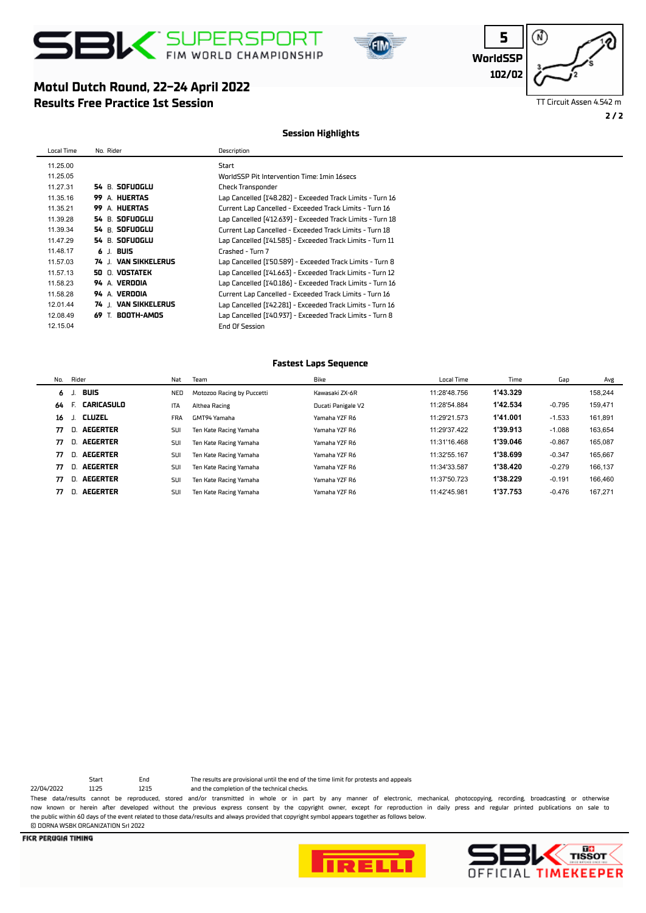# Motul Dutch Round, 22-24 April 2022

## Results Free Practice 1st Session

5
WorldSSP
102/02

TT Circuit Assen 4.542 m

### Session Highlights

| Local Time | No. Rider | Description |
|---|---|---|
| 11.25.00 | | Start |
| 11.25.05 | | WorldSSP Pit Intervention Time: 1min 16secs |
| 11.27.31 | **54** B. **SOFUOGLU** | Check Transponder |
| 11.35.16 | **99** A. **HUERTAS** | Lap Cancelled [1'48.282] - Exceeded Track Limits - Turn 16 |
| 11.35.21 | **99** A. **HUERTAS** | Current Lap Cancelled - Exceeded Track Limits - Turn 16 |
| 11.39.28 | **54** B. **SOFUOGLU** | Lap Cancelled [4'12.639] - Exceeded Track Limits - Turn 18 |
| 11.39.34 | **54** B. **SOFUOGLU** | Current Lap Cancelled - Exceeded Track Limits - Turn 18 |
| 11.47.29 | **54** B. **SOFUOGLU** | Lap Cancelled [1'41.585] - Exceeded Track Limits - Turn 11 |
| 11.48.17 | **6** J. **BUIS** | Crashed - Turn 7 |
| 11.57.03 | **74** J. **VAN SIKKELERUS** | Lap Cancelled [1'50.589] - Exceeded Track Limits - Turn 8 |
| 11.57.13 | **50** O. **VOSTATEK** | Lap Cancelled [1'41.663] - Exceeded Track Limits - Turn 12 |
| 11.58.23 | **94** A. **VERDOIA** | Lap Cancelled [1'40.186] - Exceeded Track Limits - Turn 16 |
| 11.58.28 | **94** A. **VERDOIA** | Current Lap Cancelled - Exceeded Track Limits - Turn 16 |
| 12.01.44 | **74** J. **VAN SIKKELERUS** | Lap Cancelled [1'42.281] - Exceeded Track Limits - Turn 16 |
| 12.08.49 | **69** T. **BOOTH-AMOS** | Lap Cancelled [1'40.937] - Exceeded Track Limits - Turn 8 |
| 12.15.04 | | End Of Session |

### Fastest Laps Sequence

| No. | Rider | Nat | Team | Bike | Local Time | Time | Gap | Avg |
|---|---|---|---|---|---|---|---|---|
| **6** | J. **BUIS** | NED | Motozoo Racing by Puccetti | Kawasaki ZX-6R | 11:28'48.756 | **1'43.329** | | 158,244 |
| **64** | F. **CARICASULO** | ITA | Althea Racing | Ducati Panigale V2 | 11:28'54.884 | **1'42.534** | -0.795 | 159,471 |
| **16** | J. **CLUZEL** | FRA | GMT94 Yamaha | Yamaha YZF R6 | 11:29'21.573 | **1'41.001** | -1.533 | 161,891 |
| **77** | D. **AEGERTER** | SUI | Ten Kate Racing Yamaha | Yamaha YZF R6 | 11:29'37.422 | **1'39.913** | -1.088 | 163,654 |
| **77** | D. **AEGERTER** | SUI | Ten Kate Racing Yamaha | Yamaha YZF R6 | 11:31'16.468 | **1'39.046** | -0.867 | 165,087 |
| **77** | D. **AEGERTER** | SUI | Ten Kate Racing Yamaha | Yamaha YZF R6 | 11:32'55.167 | **1'38.699** | -0.347 | 165,667 |
| **77** | D. **AEGERTER** | SUI | Ten Kate Racing Yamaha | Yamaha YZF R6 | 11:34'33.587 | **1'38.420** | -0.279 | 166,137 |
| **77** | D. **AEGERTER** | SUI | Ten Kate Racing Yamaha | Yamaha YZF R6 | 11:37'50.723 | **1'38.229** | -0.191 | 166,460 |
| **77** | D. **AEGERTER** | SUI | Ten Kate Racing Yamaha | Yamaha YZF R6 | 11:42'45.981 | **1'37.753** | -0.476 | 167,271 |

| | Start | End | |
|---|---|---|---|
| 22/04/2022 | 11:25 | 12:15 | The results are provisional until the end of the time limit for protests and appeals and the completion of the technical checks. |

These data/results cannot be reproduced, stored and/or transmitted in whole or in part by any manner of electronic, mechanical, photocopying, recording, broadcasting or otherwise now known or herein after developed without the previous express consent by the copyright owner, except for reproduction in daily press and regular printed publications on sale to the public within 60 days of the event related to those data/results and always provided that copyright symbol appears together as follows below.
© DORNA WSBK ORGANIZATION Srl 2022

FICR PERUGIA TIMING

SBK TISSOT OFFICIAL TIMEKEEPER